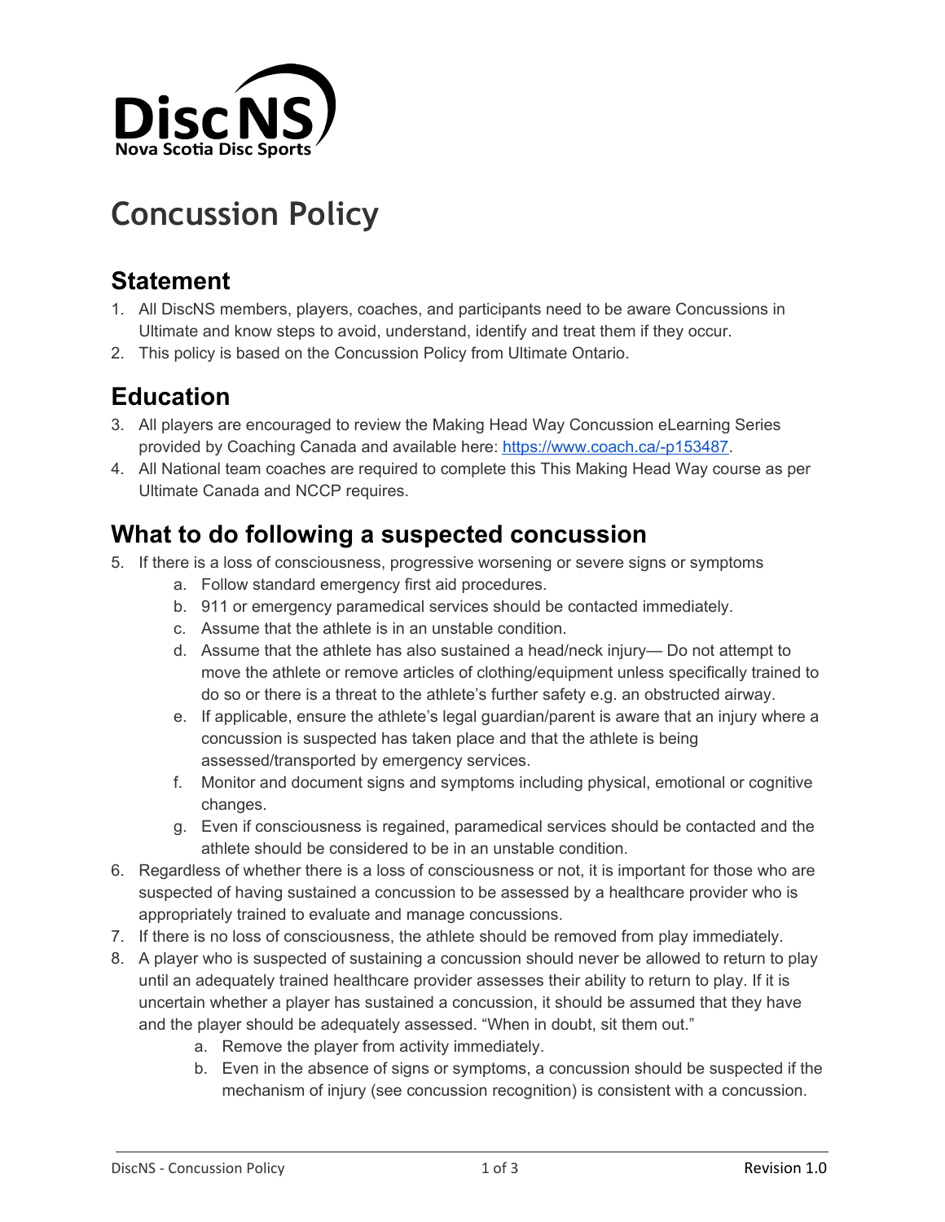# Concussion Policy

## Statement

1. All DiscNS members, players, coaches, and participants need to be aware Concussions in Ultimate and know steps to avoid, understand, identify and treat them if they occur.
2. This policy is based on the Concussion Policy from Ultimate Ontario.

## Education

3. All players are encouraged to review the Making Head Way Concussion eLearning Series provided by Coaching Canada and available here: [https://www.coach.ca/-p153487](https://www.coach.ca/-p153487).
4. All National team coaches are required to complete this This Making Head Way course as per Ultimate Canada and NCCP requires.

## What to do following a suspected concussion

5. If there is a loss of consciousness, progressive worsening or severe signs or symptoms
    a. Follow standard emergency first aid procedures.
    b. 911 or emergency paramedical services should be contacted immediately.
    c. Assume that the athlete is in an unstable condition.
    d. Assume that the athlete has also sustained a head/neck injury— Do not attempt to move the athlete or remove articles of clothing/equipment unless specifically trained to do so or there is a threat to the athlete's further safety e.g. an obstructed airway.
    e. If applicable, ensure the athlete's legal guardian/parent is aware that an injury where a concussion is suspected has taken place and that the athlete is being assessed/transported by emergency services.
    f. Monitor and document signs and symptoms including physical, emotional or cognitive changes.
    g. Even if consciousness is regained, paramedical services should be contacted and the athlete should be considered to be in an unstable condition.
6. Regardless of whether there is a loss of consciousness or not, it is important for those who are suspected of having sustained a concussion to be assessed by a healthcare provider who is appropriately trained to evaluate and manage concussions.
7. If there is no loss of consciousness, the athlete should be removed from play immediately.
8. A player who is suspected of sustaining a concussion should never be allowed to return to play until an adequately trained healthcare provider assesses their ability to return to play. If it is uncertain whether a player has sustained a concussion, it should be assumed that they have and the player should be adequately assessed. "When in doubt, sit them out."
    a. Remove the player from activity immediately.
    b. Even in the absence of signs or symptoms, a concussion should be suspected if the mechanism of injury (see concussion recognition) is consistent with a concussion.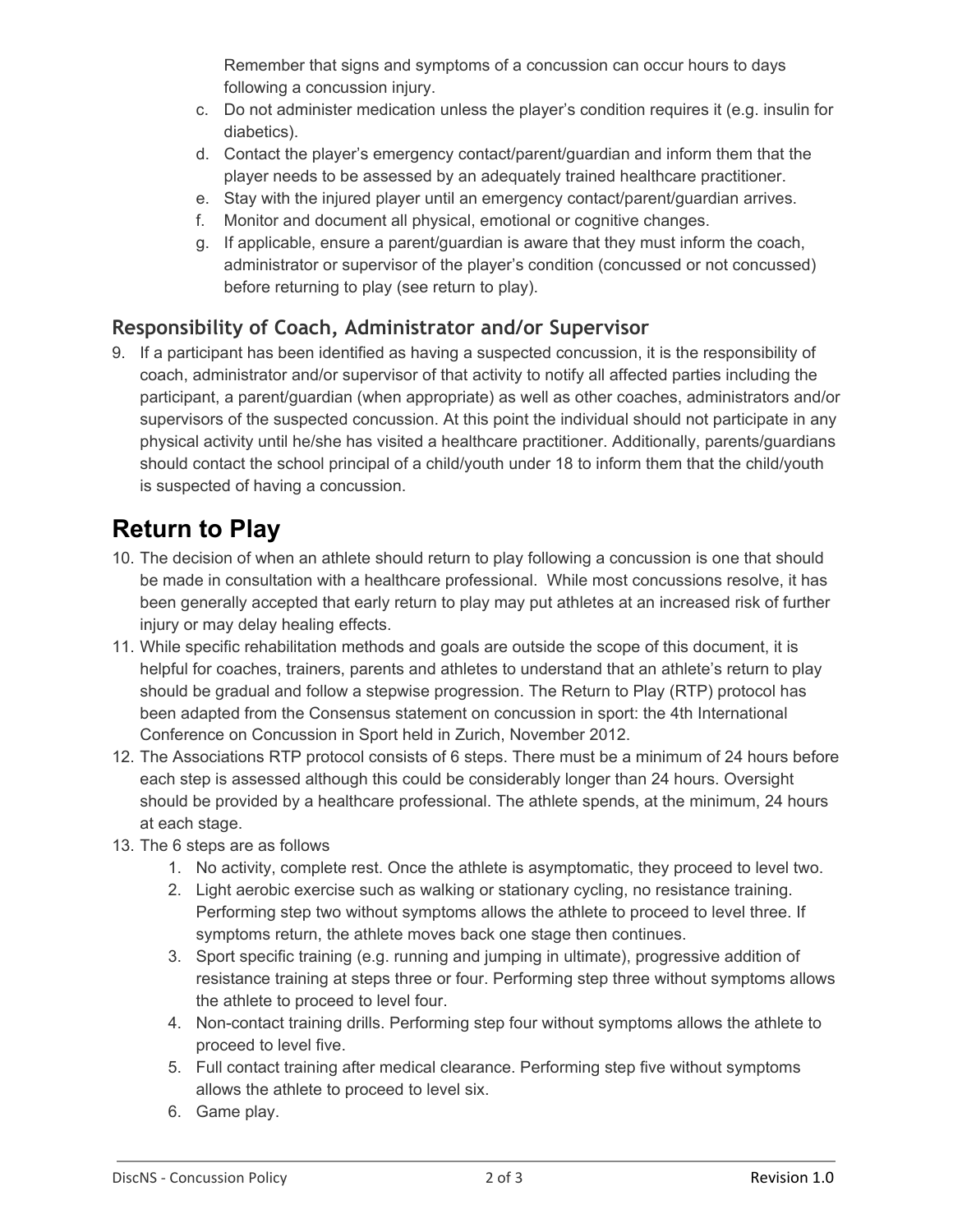Remember that signs and symptoms of a concussion can occur hours to days following a concussion injury.

c. Do not administer medication unless the player's condition requires it (e.g. insulin for diabetics).
d. Contact the player's emergency contact/parent/guardian and inform them that the player needs to be assessed by an adequately trained healthcare practitioner.
e. Stay with the injured player until an emergency contact/parent/guardian arrives.
f. Monitor and document all physical, emotional or cognitive changes.
g. If applicable, ensure a parent/guardian is aware that they must inform the coach, administrator or supervisor of the player's condition (concussed or not concussed) before returning to play (see return to play).

### Responsibility of Coach, Administrator and/or Supervisor

9. If a participant has been identified as having a suspected concussion, it is the responsibility of coach, administrator and/or supervisor of that activity to notify all affected parties including the participant, a parent/guardian (when appropriate) as well as other coaches, administrators and/or supervisors of the suspected concussion. At this point the individual should not participate in any physical activity until he/she has visited a healthcare practitioner. Additionally, parents/guardians should contact the school principal of a child/youth under 18 to inform them that the child/youth is suspected of having a concussion.

## Return to Play

10. The decision of when an athlete should return to play following a concussion is one that should be made in consultation with a healthcare professional. While most concussions resolve, it has been generally accepted that early return to play may put athletes at an increased risk of further injury or may delay healing effects.
11. While specific rehabilitation methods and goals are outside the scope of this document, it is helpful for coaches, trainers, parents and athletes to understand that an athlete's return to play should be gradual and follow a stepwise progression. The Return to Play (RTP) protocol has been adapted from the Consensus statement on concussion in sport: the 4th International Conference on Concussion in Sport held in Zurich, November 2012.
12. The Associations RTP protocol consists of 6 steps. There must be a minimum of 24 hours before each step is assessed although this could be considerably longer than 24 hours. Oversight should be provided by a healthcare professional. The athlete spends, at the minimum, 24 hours at each stage.
13. The 6 steps are as follows
    1. No activity, complete rest. Once the athlete is asymptomatic, they proceed to level two.
    2. Light aerobic exercise such as walking or stationary cycling, no resistance training. Performing step two without symptoms allows the athlete to proceed to level three. If symptoms return, the athlete moves back one stage then continues.
    3. Sport specific training (e.g. running and jumping in ultimate), progressive addition of resistance training at steps three or four. Performing step three without symptoms allows the athlete to proceed to level four.
    4. Non-contact training drills. Performing step four without symptoms allows the athlete to proceed to level five.
    5. Full contact training after medical clearance. Performing step five without symptoms allows the athlete to proceed to level six.
    6. Game play.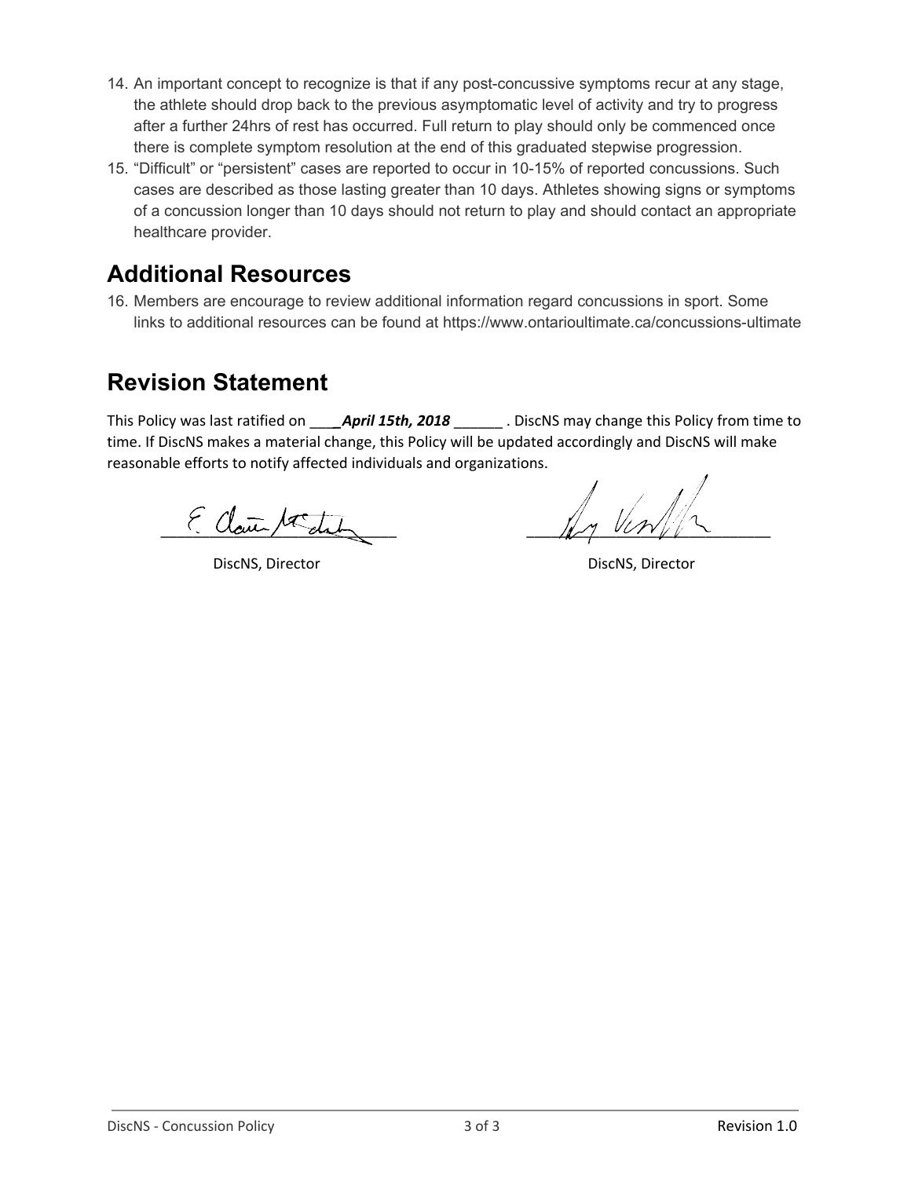14. An important concept to recognize is that if any post-concussive symptoms recur at any stage, the athlete should drop back to the previous asymptomatic level of activity and try to progress after a further 24hrs of rest has occurred. Full return to play should only be commenced once there is complete symptom resolution at the end of this graduated stepwise progression.
15. “Difficult” or “persistent” cases are reported to occur in 10-15% of reported concussions. Such cases are described as those lasting greater than 10 days. Athletes showing signs or symptoms of a concussion longer than 10 days should not return to play and should contact an appropriate healthcare provider.

## Additional Resources

16. Members are encourage to review additional information regard concussions in sport. Some links to additional resources can be found at https://www.ontarioultimate.ca/concussions-ultimate

## Revision Statement

This Policy was last ratified on ____***April 15th, 2018*** ______ . DiscNS may change this Policy from time to time. If DiscNS makes a material change, this Policy will be updated accordingly and DiscNS will make reasonable efforts to notify affected individuals and organizations.

_____________________________ &nbsp;&nbsp;&nbsp;&nbsp;&nbsp;&nbsp;&nbsp;&nbsp; _____________________________

DiscNS, Director &nbsp;&nbsp;&nbsp;&nbsp;&nbsp;&nbsp;&nbsp;&nbsp; DiscNS, Director